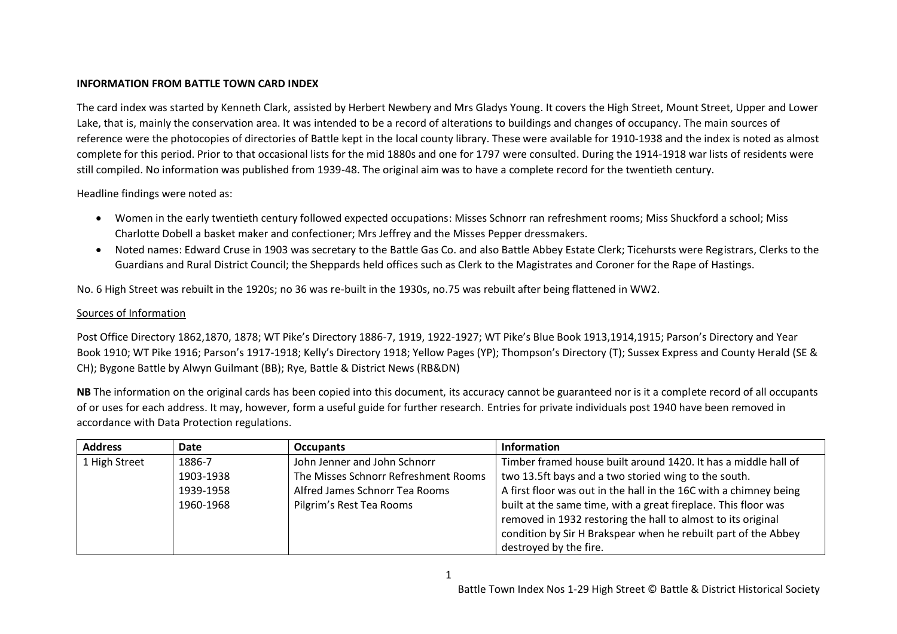**INFORMATION FROM BATTLE TOWN CARD INDEX**

The card index was started by Kenneth Clark, assisted by Herbert Newbery and Mrs Gladys Young. It covers the High Street, Mount Street, Upper and Lower Lake, that is, mainly the conservation area. It was intended to be a record of alterations to buildings and changes of occupancy. The main sources of reference were the photocopies of directories of Battle kept in the local county library. These were available for 1910-1938 and the index is noted as almost complete for this period. Prior to that occasional lists for the mid 1880s and one for 1797 were consulted. During the 1914-1918 war lists of residents were still compiled. No information was published from 1939-48. The original aim was to have a complete record for the twentieth century.

Headline findings were noted as:

- Women in the early twentieth century followed expected occupations: Misses Schnorr ran refreshment rooms; Miss Shuckford a school; Miss Charlotte Dobell a basket maker and confectioner; Mrs Jeffrey and the Misses Pepper dressmakers.
- Noted names: Edward Cruse in 1903 was secretary to the Battle Gas Co. and also Battle Abbey Estate Clerk; Ticehursts were Registrars, Clerks to the Guardians and Rural District Council; the Sheppards held offices such as Clerk to the Magistrates and Coroner for the Rape of Hastings.

No. 6 High Street was rebuilt in the 1920s; no 36 was re-built in the 1930s, no.75 was rebuilt after being flattened in WW2.

Sources of Information

Post Office Directory 1862,1870, 1878; WT Pike's Directory 1886-7, 1919, 1922-1927; WT Pike's Blue Book 1913,1914,1915; Parson's Directory and Year Book 1910; WT Pike 1916; Parson's 1917-1918; Kelly's Directory 1918; Yellow Pages (YP); Thompson's Directory (T); Sussex Express and County Herald (SE & CH); Bygone Battle by Alwyn Guilmant (BB); Rye, Battle & District News (RB&DN)

**NB** The information on the original cards has been copied into this document, its accuracy cannot be guaranteed nor is it a complete record of all occupants of or uses for each address. It may, however, form a useful guide for further research. Entries for private individuals post 1940 have been removed in accordance with Data Protection regulations.

| Address | Date | Occupants | Information |
|---|---|---|---|
| 1 High Street | 1886-7<br>1903-1938<br>1939-1958<br>1960-1968 | John Jenner and John Schnorr<br>The Misses Schnorr Refreshment Rooms<br>Alfred James Schnorr Tea Rooms<br>Pilgrim's Rest Tea Rooms | Timber framed house built around 1420. It has a middle hall of two 13.5ft bays and a two storied wing to the south.<br>A first floor was out in the hall in the 16C with a chimney being built at the same time, with a great fireplace. This floor was removed in 1932 restoring the hall to almost to its original condition by Sir H Brakspear when he rebuilt part of the Abbey destroyed by the fire. |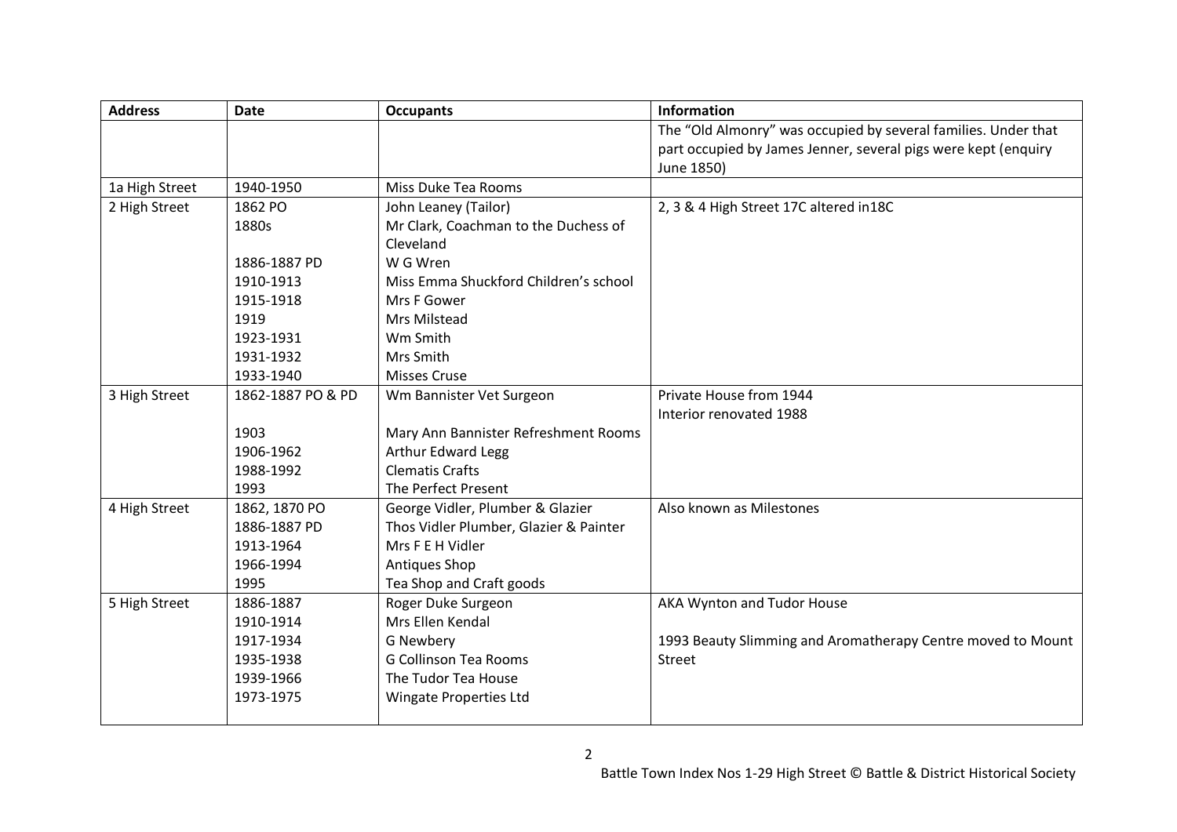| Address | Date | Occupants | Information |
|---|---|---|---|
| | | | The "Old Almonry" was occupied by several families. Under that part occupied by James Jenner, several pigs were kept (enquiry June 1850) |
| 1a High Street | 1940-1950 | Miss Duke Tea Rooms | |
| 2 High Street | 1862 PO<br>1880s<br><br>1886-1887 PD<br>1910-1913<br>1915-1918<br>1919<br>1923-1931<br>1931-1932<br>1933-1940 | John Leaney (Tailor)<br>Mr Clark, Coachman to the Duchess of Cleveland<br>W G Wren<br>Miss Emma Shuckford Children's school<br>Mrs F Gower<br>Mrs Milstead<br>Wm Smith<br>Mrs Smith<br>Misses Cruse | 2, 3 & 4 High Street 17C altered in18C |
| 3 High Street | 1862-1887 PO & PD<br><br>1903<br>1906-1962<br>1988-1992<br>1993 | Wm Bannister Vet Surgeon<br><br>Mary Ann Bannister Refreshment Rooms<br>Arthur Edward Legg<br>Clematis Crafts<br>The Perfect Present | Private House from 1944<br>Interior renovated 1988 |
| 4 High Street | 1862, 1870 PO<br>1886-1887 PD<br>1913-1964<br>1966-1994<br>1995 | George Vidler, Plumber & Glazier<br>Thos Vidler Plumber, Glazier & Painter<br>Mrs F E H Vidler<br>Antiques Shop<br>Tea Shop and Craft goods | Also known as Milestones |
| 5 High Street | 1886-1887<br>1910-1914<br>1917-1934<br>1935-1938<br>1939-1966<br>1973-1975 | Roger Duke Surgeon<br>Mrs Ellen Kendal<br>G Newbery<br>G Collinson Tea Rooms<br>The Tudor Tea House<br>Wingate Properties Ltd | AKA Wynton and Tudor House<br><br>1993 Beauty Slimming and Aromatherapy Centre moved to Mount Street |

Battle Town Index Nos 1-29 High Street © Battle & District Historical Society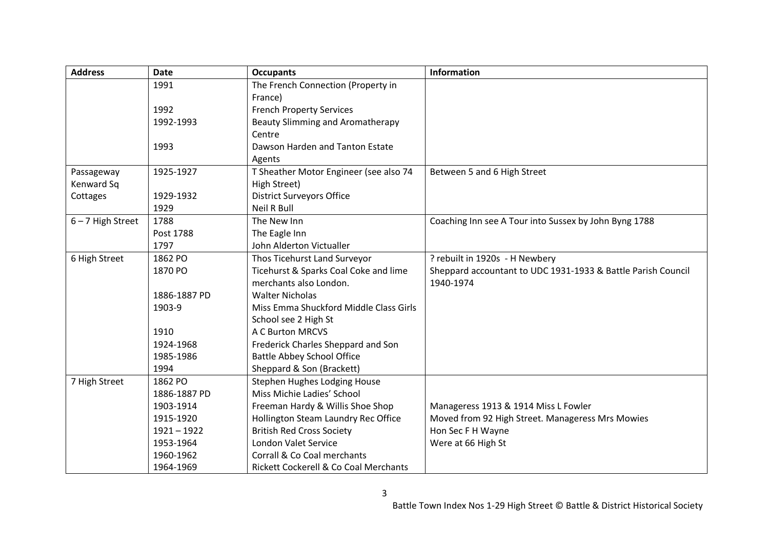| Address | Date | Occupants | Information |
|---|---|---|---|
| | 1991 | The French Connection (Property in France) | |
| | 1992 | French Property Services | |
| | 1992-1993 | Beauty Slimming and Aromatherapy Centre | |
| | 1993 | Dawson Harden and Tanton Estate Agents | |
| Passageway Kenward Sq Cottages | 1925-1927 | T Sheather Motor Engineer (see also 74 High Street) | Between 5 and 6 High Street |
| | 1929-1932 | District Surveyors Office | |
| | 1929 | Neil R Bull | |
| 6 – 7 High Street | 1788 | The New Inn | Coaching Inn see A Tour into Sussex by John Byng 1788 |
| | Post 1788 | The Eagle Inn | |
| | 1797 | John Alderton Victualler | |
| 6 High Street | 1862 PO | Thos Ticehurst Land Surveyor | ? rebuilt in 1920s - H Newbery |
| | 1870 PO | Ticehurst & Sparks Coal Coke and lime merchants also London. | Sheppard accountant to UDC 1931-1933 & Battle Parish Council 1940-1974 |
| | 1886-1887 PD | Walter Nicholas | |
| | 1903-9 | Miss Emma Shuckford Middle Class Girls School see 2 High St | |
| | 1910 | A C Burton MRCVS | |
| | 1924-1968 | Frederick Charles Sheppard and Son | |
| | 1985-1986 | Battle Abbey School Office | |
| | 1994 | Sheppard & Son (Brackett) | |
| 7 High Street | 1862 PO | Stephen Hughes Lodging House | |
| | 1886-1887 PD | Miss Michie Ladies' School | |
| | 1903-1914 | Freeman Hardy & Willis Shoe Shop | Manageress 1913 & 1914 Miss L Fowler |
| | 1915-1920 | Hollington Steam Laundry Rec Office | Moved from 92 High Street. Manageress Mrs Mowies |
| | 1921 – 1922 | British Red Cross Society | Hon Sec F H Wayne |
| | 1953-1964 | London Valet Service | Were at 66 High St |
| | 1960-1962 | Corrall & Co Coal merchants | |
| | 1964-1969 | Rickett Cockerell & Co Coal Merchants | |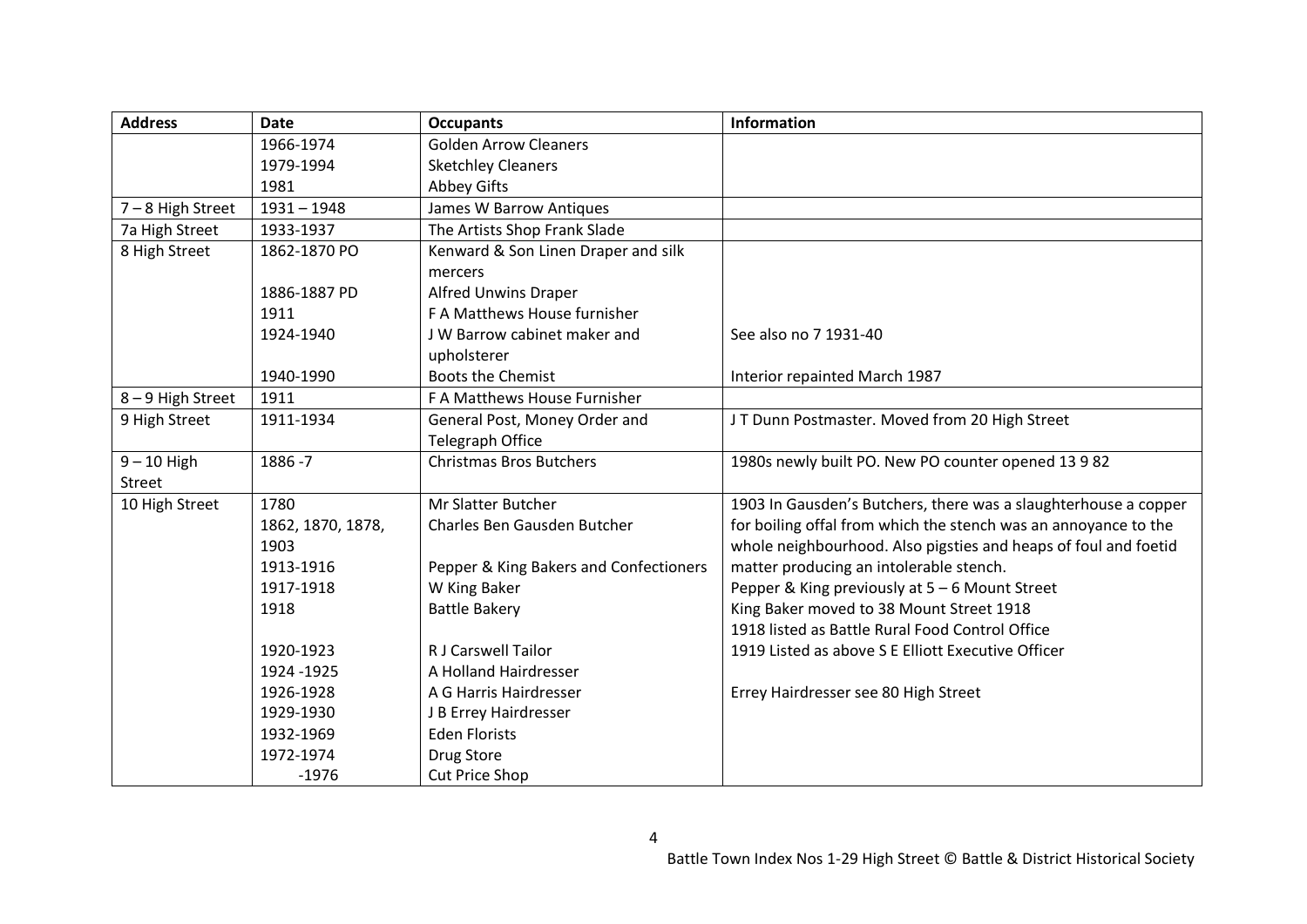| Address | Date | Occupants | Information |
|---|---|---|---|
| | 1966-1974 | Golden Arrow Cleaners | |
| | 1979-1994 | Sketchley Cleaners | |
| | 1981 | Abbey Gifts | |
| 7 – 8 High Street | 1931 – 1948 | James W Barrow Antiques | |
| 7a High Street | 1933-1937 | The Artists Shop Frank Slade | |
| 8 High Street | 1862-1870 PO | Kenward & Son Linen Draper and silk mercers | |
| | 1886-1887 PD | Alfred Unwins Draper | |
| | 1911 | F A Matthews House furnisher | |
| | 1924-1940 | J W Barrow cabinet maker and upholsterer | See also no 7 1931-40 |
| | 1940-1990 | Boots the Chemist | Interior repainted March 1987 |
| 8 – 9 High Street | 1911 | F A Matthews House Furnisher | |
| 9 High Street | 1911-1934 | General Post, Money Order and Telegraph Office | J T Dunn Postmaster. Moved from 20 High Street |
| 9 – 10 High Street | 1886 -7 | Christmas Bros Butchers | 1980s newly built PO. New PO counter opened 13 9 82 |
| 10 High Street | 1780 | Mr Slatter Butcher | 1903 In Gausden's Butchers, there was a slaughterhouse a copper for boiling offal from which the stench was an annoyance to the whole neighbourhood. Also pigsties and heaps of foul and foetid matter producing an intolerable stench. |
| | 1862, 1870, 1878, 1903 | Charles Ben Gausden Butcher | |
| | 1913-1916 | Pepper & King Bakers and Confectioners | Pepper & King previously at 5 – 6 Mount Street |
| | 1917-1918 | W King Baker | King Baker moved to 38 Mount Street 1918 |
| | 1918 | Battle Bakery | 1918 listed as Battle Rural Food Control Office |
| | 1920-1923 | R J Carswell Tailor | 1919 Listed as above S E Elliott Executive Officer |
| | 1924 -1925 | A Holland Hairdresser | |
| | 1926-1928 | A G Harris Hairdresser | Errey Hairdresser see 80 High Street |
| | 1929-1930 | J B Errey Hairdresser | |
| | 1932-1969 | Eden Florists | |
| | 1972-1974 | Drug Store | |
| | -1976 | Cut Price Shop | |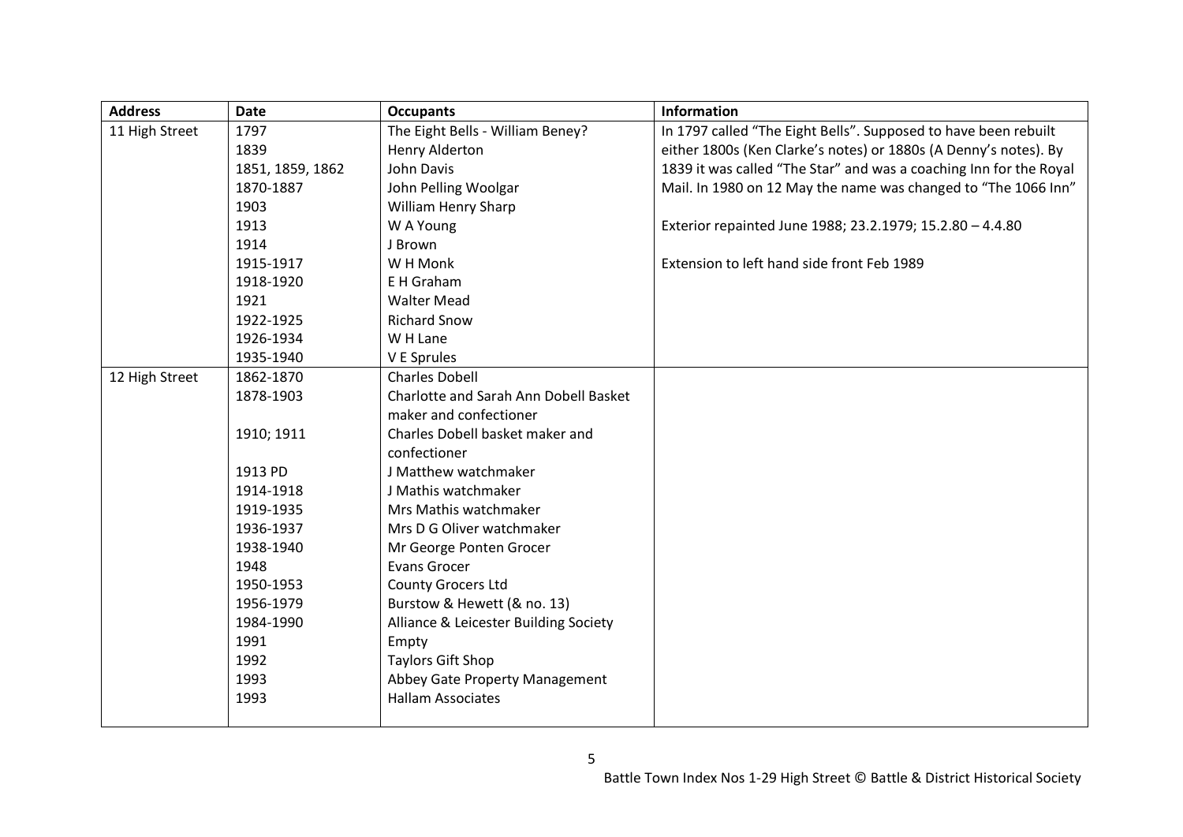| Address | Date | Occupants | Information |
|---|---|---|---|
| 11 High Street | 1797 | The Eight Bells - William Beney? | In 1797 called "The Eight Bells". Supposed to have been rebuilt either 1800s (Ken Clarke's notes) or 1880s (A Denny's notes). By 1839 it was called "The Star" and was a coaching Inn for the Royal Mail. In 1980 on 12 May the name was changed to "The 1066 Inn" |
| | 1839 | Henry Alderton | |
| | 1851, 1859, 1862 | John Davis | |
| | 1870-1887 | John Pelling Woolgar | |
| | 1903 | William Henry Sharp | |
| | 1913 | W A Young | Exterior repainted June 1988; 23.2.1979; 15.2.80 – 4.4.80 |
| | 1914 | J Brown | |
| | 1915-1917 | W H Monk | Extension to left hand side front Feb 1989 |
| | 1918-1920 | E H Graham | |
| | 1921 | Walter Mead | |
| | 1922-1925 | Richard Snow | |
| | 1926-1934 | W H Lane | |
| | 1935-1940 | V E Sprules | |
| 12 High Street | 1862-1870 | Charles Dobell | |
| | 1878-1903 | Charlotte and Sarah Ann Dobell Basket maker and confectioner | |
| | 1910; 1911 | Charles Dobell basket maker and confectioner | |
| | 1913 PD | J Matthew watchmaker | |
| | 1914-1918 | J Mathis watchmaker | |
| | 1919-1935 | Mrs Mathis watchmaker | |
| | 1936-1937 | Mrs D G Oliver watchmaker | |
| | 1938-1940 | Mr George Ponten Grocer | |
| | 1948 | Evans Grocer | |
| | 1950-1953 | County Grocers Ltd | |
| | 1956-1979 | Burstow & Hewett (& no. 13) | |
| | 1984-1990 | Alliance & Leicester Building Society | |
| | 1991 | Empty | |
| | 1992 | Taylors Gift Shop | |
| | 1993 | Abbey Gate Property Management | |
| | 1993 | Hallam Associates | |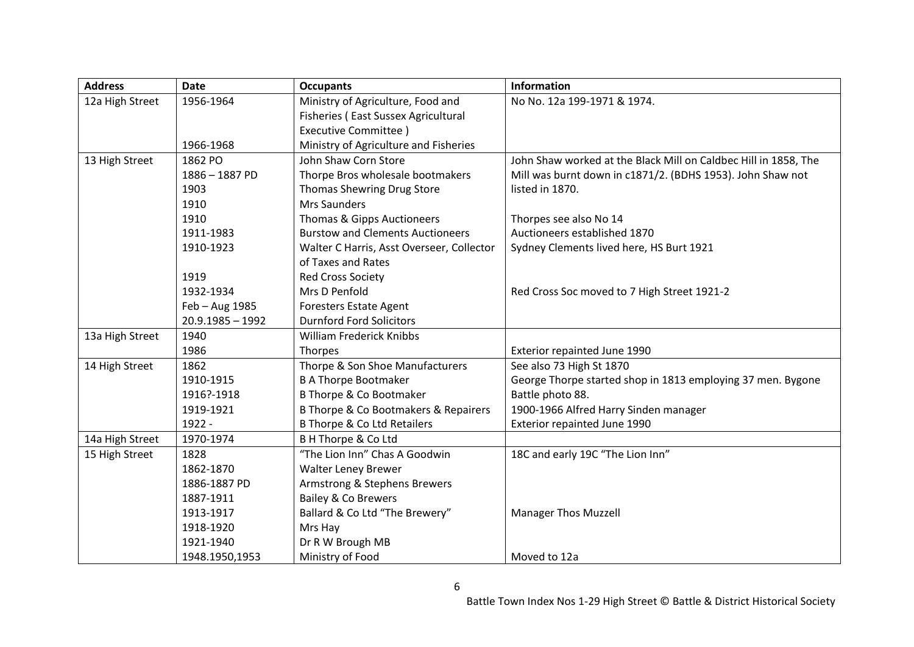| Address | Date | Occupants | Information |
|---|---|---|---|
| 12a High Street | 1956-1964 | Ministry of Agriculture, Food and Fisheries ( East Sussex Agricultural Executive Committee ) | No No. 12a 199-1971 & 1974. |
| | 1966-1968 | Ministry of Agriculture and Fisheries | |
| 13 High Street | 1862 PO | John Shaw Corn Store | John Shaw worked at the Black Mill on Caldbec Hill in 1858, The Mill was burnt down in c1871/2. (BDHS 1953). John Shaw not listed in 1870. |
| | 1886 – 1887 PD | Thorpe Bros wholesale bootmakers | |
| | 1903 | Thomas Shewring Drug Store | |
| | 1910 | Mrs Saunders | |
| | 1910 | Thomas & Gipps Auctioneers | Thorpes see also No 14 |
| | 1911-1983 | Burstow and Clements Auctioneers | Auctioneers established 1870 |
| | 1910-1923 | Walter C Harris, Asst Overseer, Collector of Taxes and Rates | Sydney Clements lived here, HS Burt 1921 |
| | 1919 | Red Cross Society | |
| | 1932-1934 | Mrs D Penfold | Red Cross Soc moved to 7 High Street 1921-2 |
| | Feb – Aug 1985 | Foresters Estate Agent | |
| | 20.9.1985 – 1992 | Durnford Ford Solicitors | |
| 13a High Street | 1940 | William Frederick Knibbs | |
| | 1986 | Thorpes | Exterior repainted June 1990 |
| 14 High Street | 1862 | Thorpe & Son Shoe Manufacturers | See also 73 High St 1870 |
| | 1910-1915 | B A Thorpe Bootmaker | George Thorpe started shop in 1813 employing 37 men. Bygone Battle photo 88. |
| | 1916?-1918 | B Thorpe & Co Bootmaker | |
| | 1919-1921 | B Thorpe & Co Bootmakers & Repairers | 1900-1966 Alfred Harry Sinden manager |
| | 1922 - | B Thorpe & Co Ltd Retailers | Exterior repainted June 1990 |
| 14a High Street | 1970-1974 | B H Thorpe & Co Ltd | |
| 15 High Street | 1828 | "The Lion Inn" Chas A Goodwin | 18C and early 19C "The Lion Inn" |
| | 1862-1870 | Walter Leney Brewer | |
| | 1886-1887 PD | Armstrong & Stephens Brewers | |
| | 1887-1911 | Bailey & Co Brewers | |
| | 1913-1917 | Ballard & Co Ltd "The Brewery" | Manager Thos Muzzell |
| | 1918-1920 | Mrs Hay | |
| | 1921-1940 | Dr R W Brough MB | |
| | 1948.1950,1953 | Ministry of Food | Moved to 12a |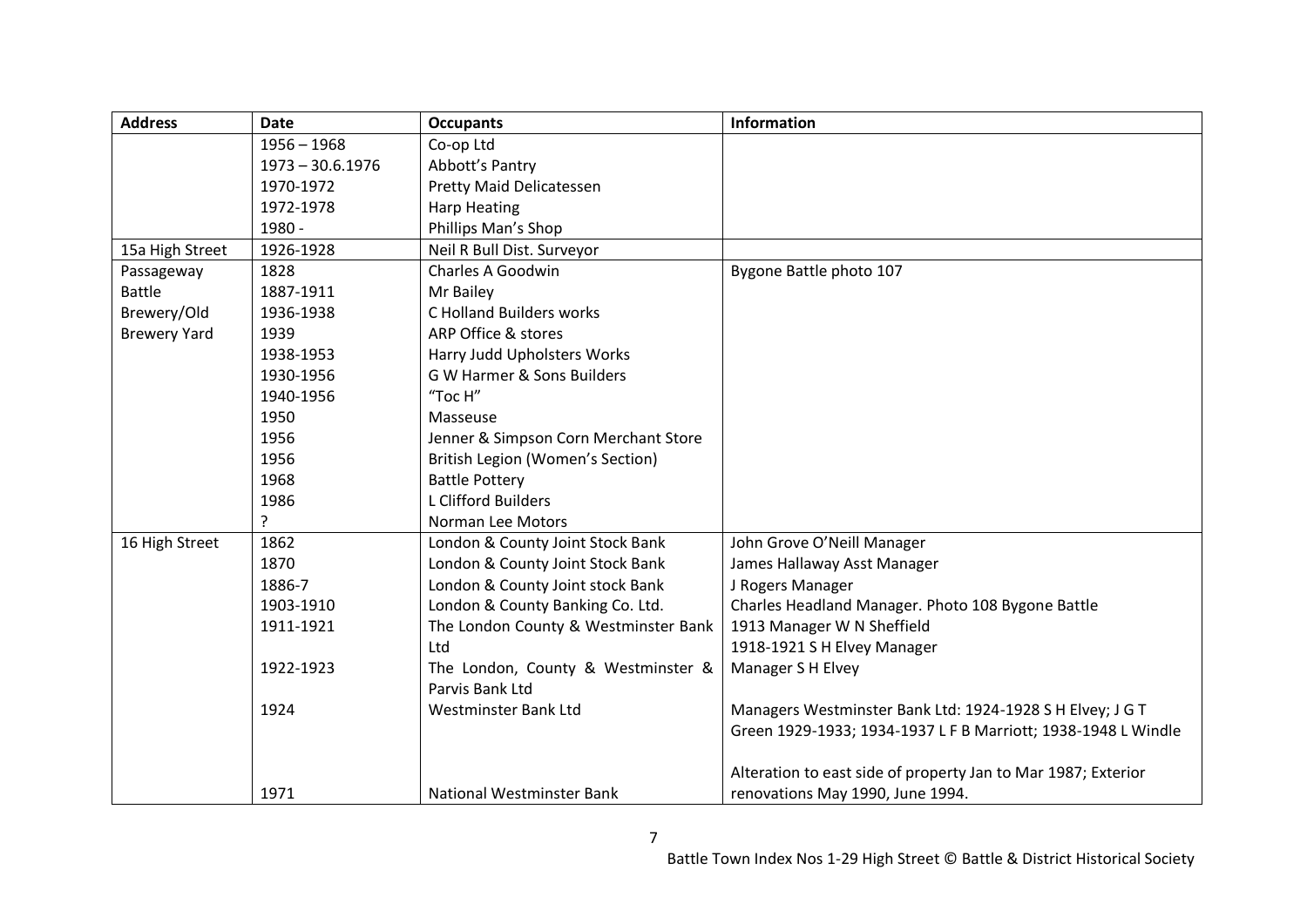| Address | Date | Occupants | Information |
|---|---|---|---|
| | 1956 – 1968 | Co-op Ltd | |
| | 1973 – 30.6.1976 | Abbott's Pantry | |
| | 1970-1972 | Pretty Maid Delicatessen | |
| | 1972-1978 | Harp Heating | |
| | 1980 - | Phillips Man's Shop | |
| 15a High Street | 1926-1928 | Neil R Bull Dist. Surveyor | |
| Passageway Battle Brewery/Old Brewery Yard | 1828 | Charles A Goodwin | Bygone Battle photo 107 |
| | 1887-1911 | Mr Bailey | |
| | 1936-1938 | C Holland Builders works | |
| | 1939 | ARP Office & stores | |
| | 1938-1953 | Harry Judd Upholsters Works | |
| | 1930-1956 | G W Harmer & Sons Builders | |
| | 1940-1956 | "Toc H" | |
| | 1950 | Masseuse | |
| | 1956 | Jenner & Simpson Corn Merchant Store | |
| | 1956 | British Legion (Women's Section) | |
| | 1968 | Battle Pottery | |
| | 1986 | L Clifford Builders | |
| | ? | Norman Lee Motors | |
| 16 High Street | 1862 | London & County Joint Stock Bank | John Grove O'Neill Manager |
| | 1870 | London & County Joint Stock Bank | James Hallaway Asst Manager |
| | 1886-7 | London & County Joint stock Bank | J Rogers Manager |
| | 1903-1910 | London & County Banking Co. Ltd. | Charles Headland Manager. Photo 108 Bygone Battle |
| | 1911-1921 | The London County & Westminster Bank Ltd | 1913 Manager W N Sheffield<br>1918-1921 S H Elvey Manager |
| | 1922-1923 | The London, County & Westminster & Parvis Bank Ltd | Manager S H Elvey |
| | 1924 | Westminster Bank Ltd | Managers Westminster Bank Ltd: 1924-1928 S H Elvey; J G T Green 1929-1933; 1934-1937 L F B Marriott; 1938-1948 L Windle |
| | 1971 | National Westminster Bank | Alteration to east side of property Jan to Mar 1987; Exterior renovations May 1990, June 1994. |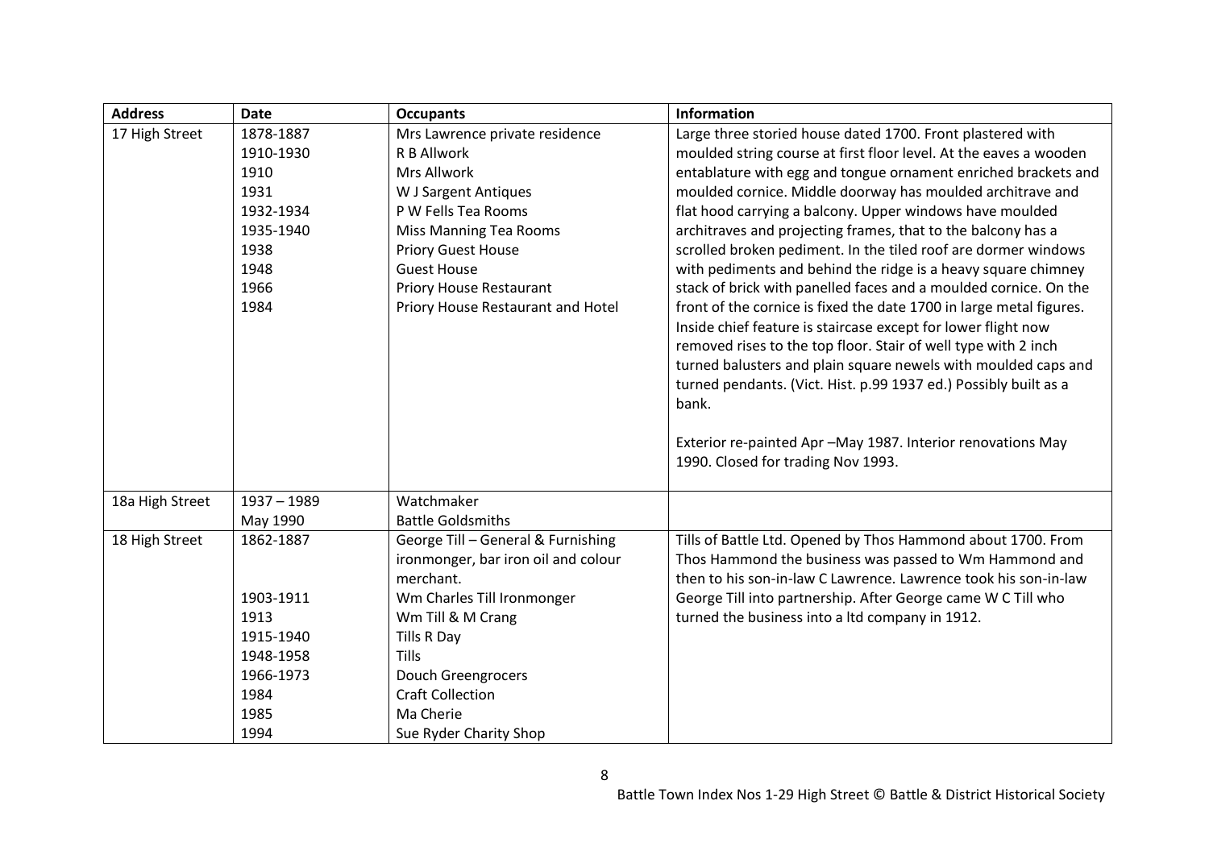| Address | Date | Occupants | Information |
|---|---|---|---|
| 17 High Street | 1878-1887<br>1910-1930<br>1910<br>1931<br>1932-1934<br>1935-1940<br>1938<br>1948<br>1966<br>1984 | Mrs Lawrence private residence<br>R B Allwork<br>Mrs Allwork<br>W J Sargent Antiques<br>P W Fells Tea Rooms<br>Miss Manning Tea Rooms<br>Priory Guest House<br>Guest House<br>Priory House Restaurant<br>Priory House Restaurant and Hotel | Large three storied house dated 1700. Front plastered with moulded string course at first floor level. At the eaves a wooden entablature with egg and tongue ornament enriched brackets and moulded cornice. Middle doorway has moulded architrave and flat hood carrying a balcony. Upper windows have moulded architraves and projecting frames, that to the balcony has a scrolled broken pediment. In the tiled roof are dormer windows with pediments and behind the ridge is a heavy square chimney stack of brick with panelled faces and a moulded cornice. On the front of the cornice is fixed the date 1700 in large metal figures. Inside chief feature is staircase except for lower flight now removed rises to the top floor. Stair of well type with 2 inch turned balusters and plain square newels with moulded caps and turned pendants. (Vict. Hist. p.99 1937 ed.) Possibly built as a bank.<br><br>Exterior re-painted Apr –May 1987. Interior renovations May 1990. Closed for trading Nov 1993. |
| 18a High Street | 1937 – 1989<br>May 1990 | Watchmaker<br>Battle Goldsmiths | |
| 18 High Street | 1862-1887<br><br><br>1903-1911<br>1913<br>1915-1940<br>1948-1958<br>1966-1973<br>1984<br>1985<br>1994 | George Till – General & Furnishing ironmonger, bar iron oil and colour merchant.<br>Wm Charles Till Ironmonger<br>Wm Till & M Crang<br>Tills R Day<br>Tills<br>Douch Greengrocers<br>Craft Collection<br>Ma Cherie<br>Sue Ryder Charity Shop | Tills of Battle Ltd. Opened by Thos Hammond about 1700. From Thos Hammond the business was passed to Wm Hammond and then to his son-in-law C Lawrence. Lawrence took his son-in-law George Till into partnership. After George came W C Till who turned the business into a ltd company in 1912. |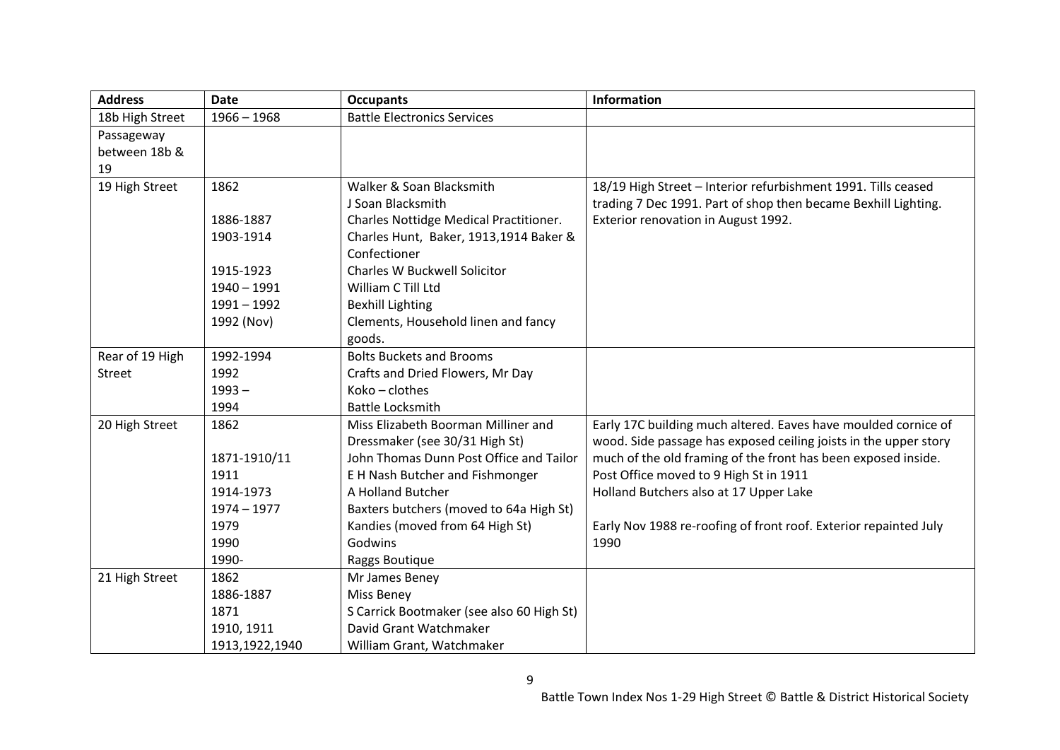| Address | Date | Occupants | Information |
|---|---|---|---|
| 18b High Street | 1966 – 1968 | Battle Electronics Services | |
| Passageway between 18b & 19 | | | |
| 19 High Street | 1862<br><br>1886-1887<br>1903-1914<br><br>1915-1923<br>1940 – 1991<br>1991 – 1992<br>1992 (Nov) | Walker & Soan Blacksmith<br>J Soan Blacksmith<br>Charles Nottidge Medical Practitioner.<br>Charles Hunt, Baker, 1913,1914 Baker & Confectioner<br>Charles W Buckwell Solicitor<br>William C Till Ltd<br>Bexhill Lighting<br>Clements, Household linen and fancy goods. | 18/19 High Street – Interior refurbishment 1991. Tills ceased trading 7 Dec 1991. Part of shop then became Bexhill Lighting. Exterior renovation in August 1992. |
| Rear of 19 High Street | 1992-1994<br>1992<br>1993 –<br>1994 | Bolts Buckets and Brooms<br>Crafts and Dried Flowers, Mr Day<br>Koko – clothes<br>Battle Locksmith | |
| 20 High Street | 1862<br><br>1871-1910/11<br>1911<br>1914-1973<br>1974 – 1977<br>1979<br>1990<br>1990- | Miss Elizabeth Boorman Milliner and Dressmaker (see 30/31 High St)<br>John Thomas Dunn Post Office and Tailor<br>E H Nash Butcher and Fishmonger<br>A Holland Butcher<br>Baxters butchers (moved to 64a High St)<br>Kandies (moved from 64 High St)<br>Godwins<br>Raggs Boutique | Early 17C building much altered. Eaves have moulded cornice of wood. Side passage has exposed ceiling joists in the upper story much of the old framing of the front has been exposed inside.<br>Post Office moved to 9 High St in 1911<br>Holland Butchers also at 17 Upper Lake<br><br>Early Nov 1988 re-roofing of front roof. Exterior repainted July 1990 |
| 21 High Street | 1862<br>1886-1887<br>1871<br>1910, 1911<br>1913,1922,1940 | Mr James Beney<br>Miss Beney<br>S Carrick Bootmaker (see also 60 High St)<br>David Grant Watchmaker<br>William Grant, Watchmaker | |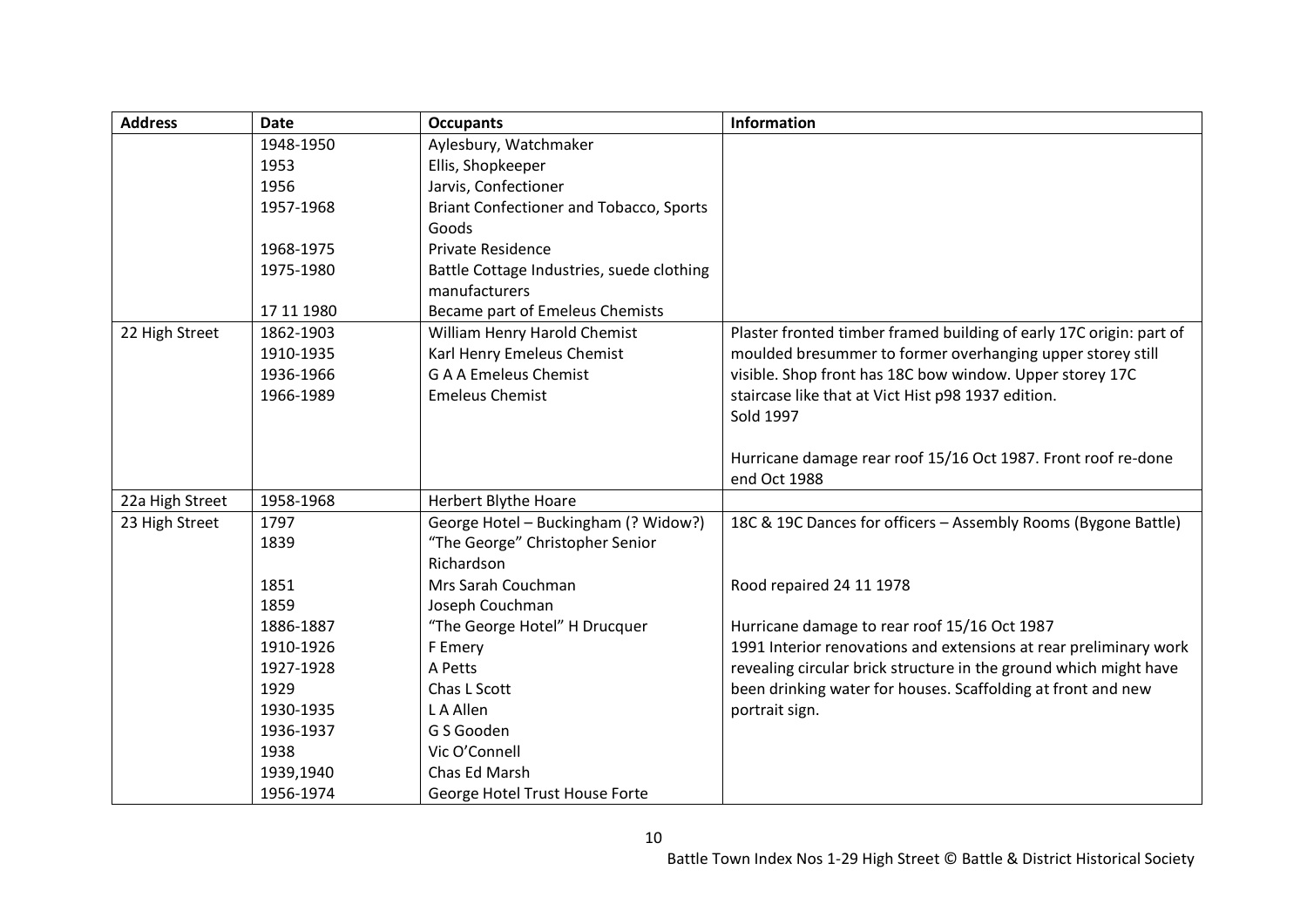| Address | Date | Occupants | Information |
|---|---|---|---|
| | 1948-1950 | Aylesbury, Watchmaker | |
| | 1953 | Ellis, Shopkeeper | |
| | 1956 | Jarvis, Confectioner | |
| | 1957-1968 | Briant Confectioner and Tobacco, Sports Goods | |
| | 1968-1975 | Private Residence | |
| | 1975-1980 | Battle Cottage Industries, suede clothing manufacturers | |
| | 17 11 1980 | Became part of Emeleus Chemists | |
| 22 High Street | 1862-1903 | William Henry Harold Chemist | Plaster fronted timber framed building of early 17C origin: part of moulded bresummer to former overhanging upper storey still visible. Shop front has 18C bow window. Upper storey 17C staircase like that at Vict Hist p98 1937 edition. |
| | 1910-1935 | Karl Henry Emeleus Chemist | Sold 1997 |
| | 1936-1966 | G A A Emeleus Chemist | Hurricane damage rear roof 15/16 Oct 1987. Front roof re-done end Oct 1988 |
| | 1966-1989 | Emeleus Chemist | |
| 22a High Street | 1958-1968 | Herbert Blythe Hoare | |
| 23 High Street | 1797 | George Hotel – Buckingham (? Widow?) | 18C & 19C Dances for officers – Assembly Rooms (Bygone Battle) |
| | 1839 | "The George" Christopher Senior Richardson | |
| | 1851 | Mrs Sarah Couchman | Rood repaired 24 11 1978 |
| | 1859 | Joseph Couchman | |
| | 1886-1887 | "The George Hotel" H Drucquer | Hurricane damage to rear roof 15/16 Oct 1987 |
| | 1910-1926 | F Emery | 1991 Interior renovations and extensions at rear preliminary work revealing circular brick structure in the ground which might have been drinking water for houses. Scaffolding at front and new portrait sign. |
| | 1927-1928 | A Petts | |
| | 1929 | Chas L Scott | |
| | 1930-1935 | L A Allen | |
| | 1936-1937 | G S Gooden | |
| | 1938 | Vic O'Connell | |
| | 1939,1940 | Chas Ed Marsh | |
| | 1956-1974 | George Hotel Trust House Forte | |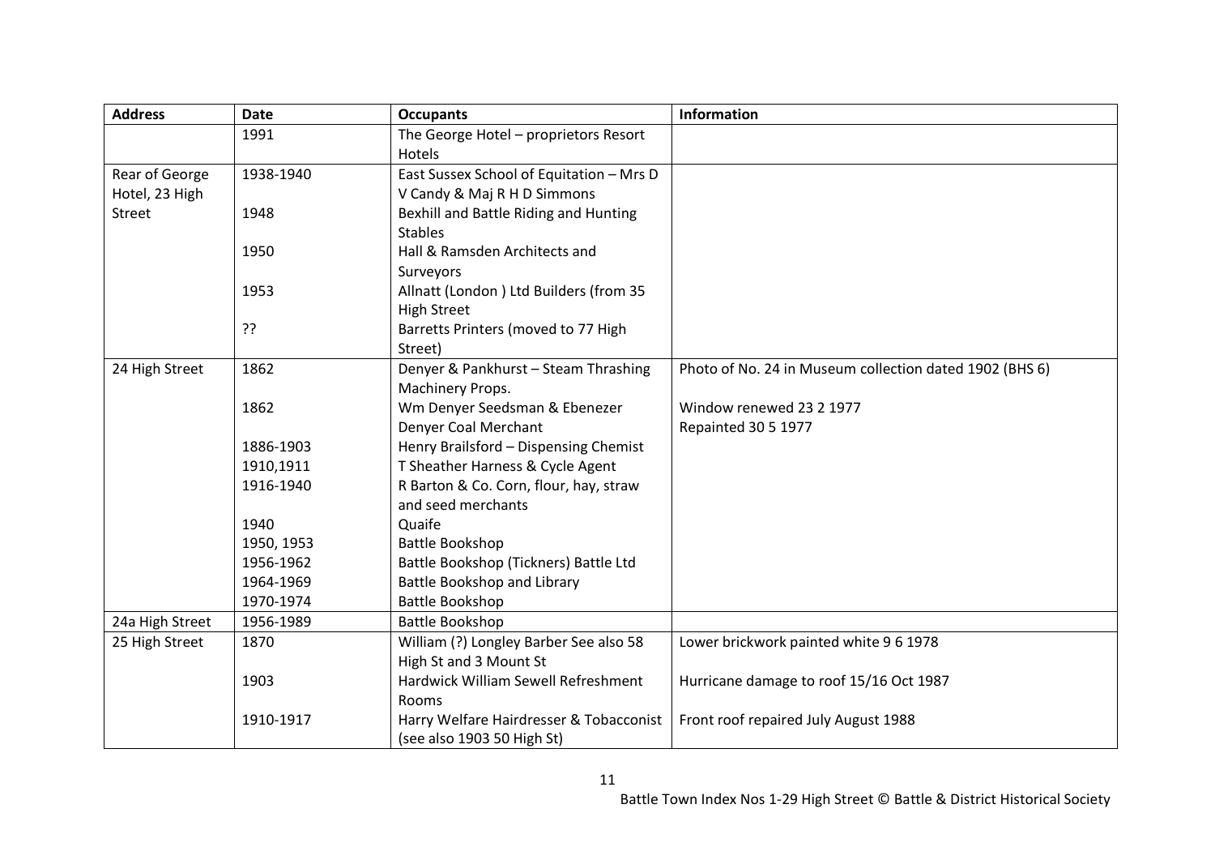| Address | Date | Occupants | Information |
| --- | --- | --- | --- |
| | 1991 | The George Hotel – proprietors Resort Hotels | |
| Rear of George Hotel, 23 High Street | 1938-1940 | East Sussex School of Equitation – Mrs D V Candy & Maj R H D Simmons | |
| | 1948 | Bexhill and Battle Riding and Hunting Stables | |
| | 1950 | Hall & Ramsden Architects and Surveyors | |
| | 1953 | Allnatt (London ) Ltd Builders (from 35 High Street | |
| | ?? | Barretts Printers (moved to 77 High Street) | |
| 24 High Street | 1862 | Denyer & Pankhurst – Steam Thrashing Machinery Props. | Photo of No. 24 in Museum collection dated 1902 (BHS 6) |
| | 1862 | Wm Denyer Seedsman & Ebenezer Denyer Coal Merchant | Window renewed 23 2 1977<br>Repainted 30 5 1977 |
| | 1886-1903 | Henry Brailsford – Dispensing Chemist | |
| | 1910,1911 | T Sheather Harness & Cycle Agent | |
| | 1916-1940 | R Barton & Co. Corn, flour, hay, straw and seed merchants | |
| | 1940 | Quaife | |
| | 1950, 1953 | Battle Bookshop | |
| | 1956-1962 | Battle Bookshop (Tickners) Battle Ltd | |
| | 1964-1969 | Battle Bookshop and Library | |
| | 1970-1974 | Battle Bookshop | |
| 24a High Street | 1956-1989 | Battle Bookshop | |
| 25 High Street | 1870 | William (?) Longley Barber See also 58 High St and 3 Mount St | Lower brickwork painted white 9 6 1978 |
| | 1903 | Hardwick William Sewell Refreshment Rooms | Hurricane damage to roof 15/16 Oct 1987 |
| | 1910-1917 | Harry Welfare Hairdresser & Tobacconist (see also 1903 50 High St) | Front roof repaired July August 1988 |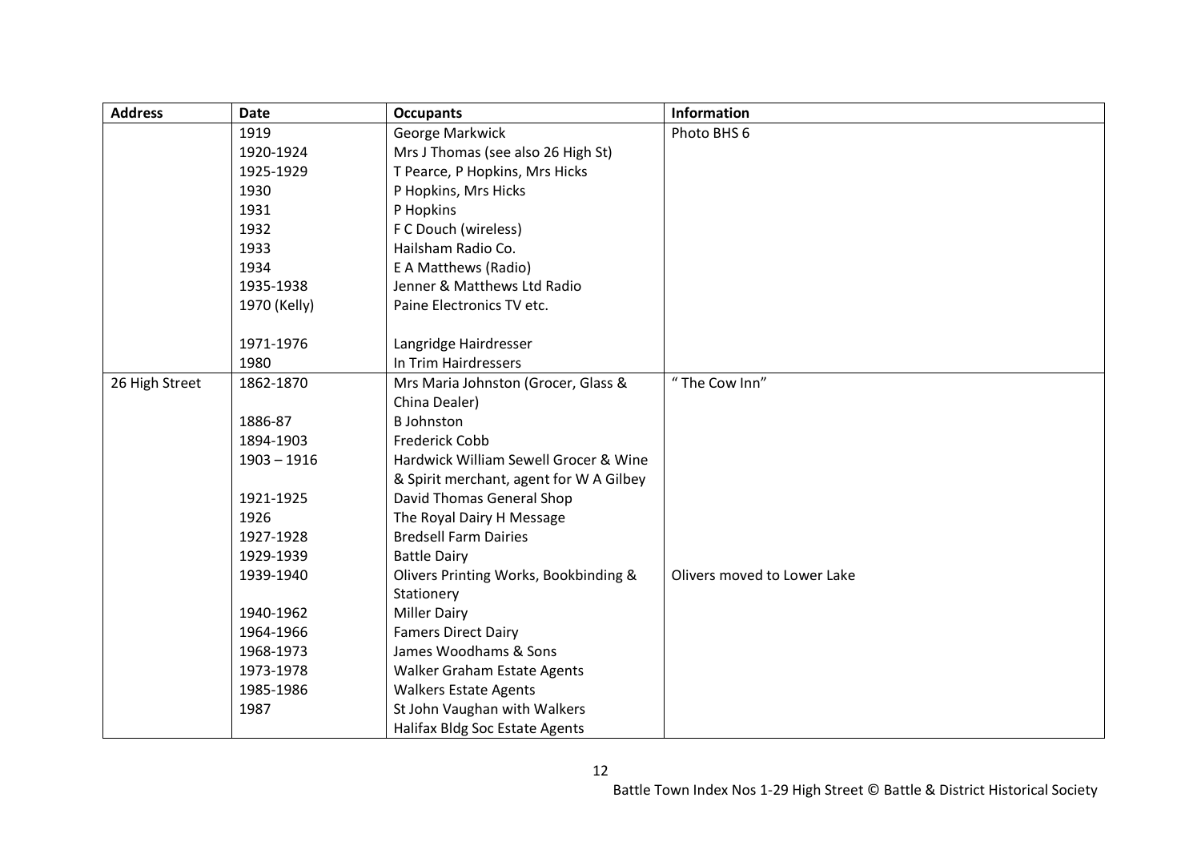| Address | Date | Occupants | Information |
|---|---|---|---|
| | 1919 | George Markwick | Photo BHS 6 |
| | 1920-1924 | Mrs J Thomas (see also 26 High St) | |
| | 1925-1929 | T Pearce, P Hopkins, Mrs Hicks | |
| | 1930 | P Hopkins, Mrs Hicks | |
| | 1931 | P Hopkins | |
| | 1932 | F C Douch (wireless) | |
| | 1933 | Hailsham Radio Co. | |
| | 1934 | E A Matthews (Radio) | |
| | 1935-1938 | Jenner & Matthews Ltd Radio | |
| | 1970 (Kelly) | Paine Electronics TV etc. | |
| | 1971-1976 | Langridge Hairdresser | |
| | 1980 | In Trim Hairdressers | |
| 26 High Street | 1862-1870 | Mrs Maria Johnston (Grocer, Glass & China Dealer) | " The Cow Inn" |
| | 1886-87 | B Johnston | |
| | 1894-1903 | Frederick Cobb | |
| | 1903 – 1916 | Hardwick William Sewell Grocer & Wine & Spirit merchant, agent for W A Gilbey | |
| | 1921-1925 | David Thomas General Shop | |
| | 1926 | The Royal Dairy H Message | |
| | 1927-1928 | Bredsell Farm Dairies | |
| | 1929-1939 | Battle Dairy | |
| | 1939-1940 | Olivers Printing Works, Bookbinding & Stationery | Olivers moved to Lower Lake |
| | 1940-1962 | Miller Dairy | |
| | 1964-1966 | Famers Direct Dairy | |
| | 1968-1973 | James Woodhams & Sons | |
| | 1973-1978 | Walker Graham Estate Agents | |
| | 1985-1986 | Walkers Estate Agents | |
| | 1987 | St John Vaughan with Walkers Halifax Bldg Soc Estate Agents | |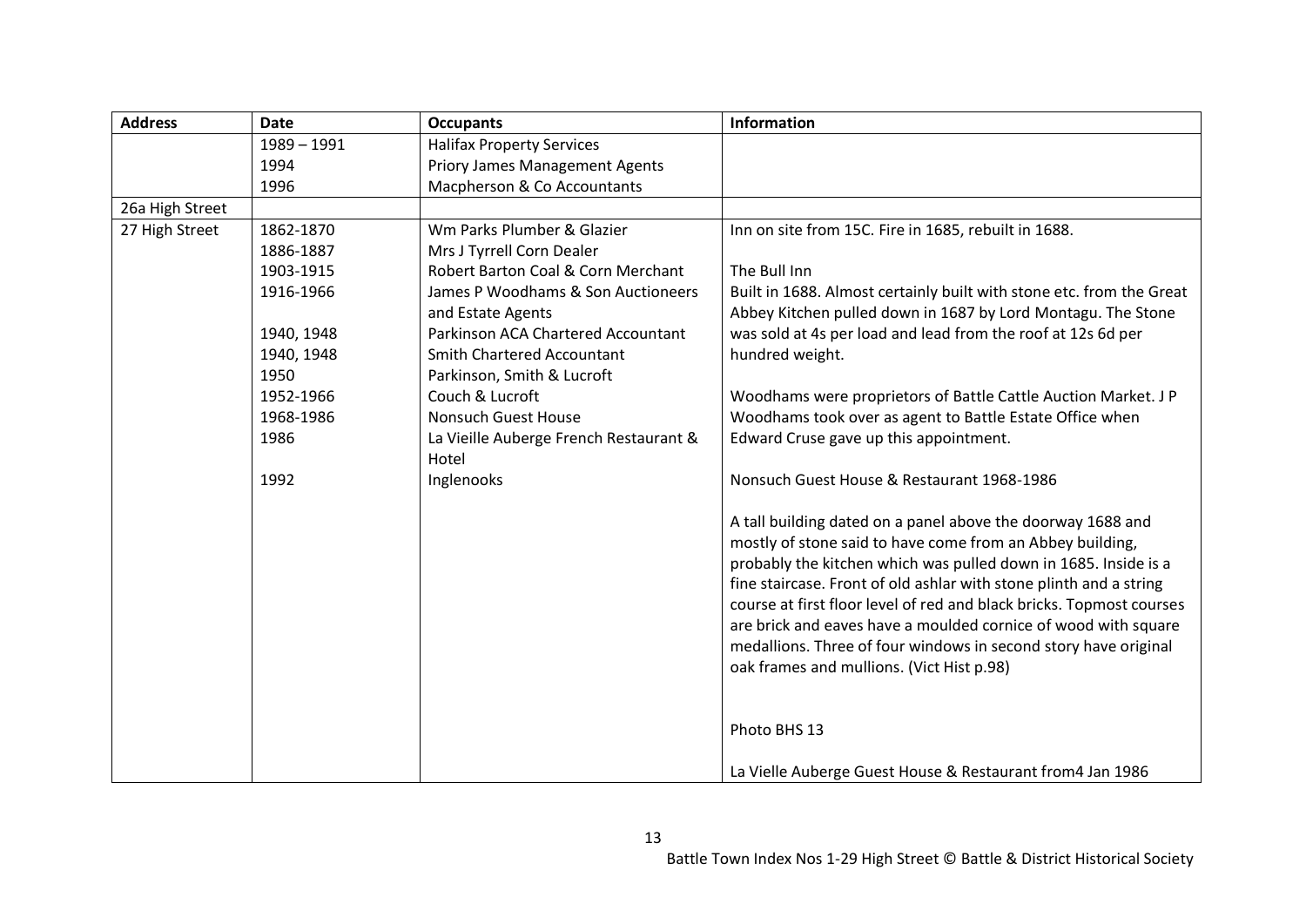| Address | Date | Occupants | Information |
|---|---|---|---|
| | 1989 – 1991 | Halifax Property Services | |
| | 1994 | Priory James Management Agents | |
| | 1996 | Macpherson & Co Accountants | |
| 26a High Street | | | |
| 27 High Street | 1862-1870 | Wm Parks Plumber & Glazier | Inn on site from 15C. Fire in 1685, rebuilt in 1688. |
| | 1886-1887 | Mrs J Tyrrell Corn Dealer | |
| | 1903-1915 | Robert Barton Coal & Corn Merchant | The Bull Inn |
| | 1916-1966 | James P Woodhams & Son Auctioneers and Estate Agents | Built in 1688. Almost certainly built with stone etc. from the Great Abbey Kitchen pulled down in 1687 by Lord Montagu. The Stone was sold at 4s per load and lead from the roof at 12s 6d per hundred weight. |
| | 1940, 1948 | Parkinson ACA Chartered Accountant | |
| | 1940, 1948 | Smith Chartered Accountant | |
| | 1950 | Parkinson, Smith & Lucroft | |
| | 1952-1966 | Couch & Lucroft | Woodhams were proprietors of Battle Cattle Auction Market. J P Woodhams took over as agent to Battle Estate Office when Edward Cruse gave up this appointment. |
| | 1968-1986 | Nonsuch Guest House | |
| | 1986 | La Vieille Auberge French Restaurant & Hotel | |
| | 1992 | Inglenooks | Nonsuch Guest House & Restaurant 1968-1986 |
| | | | A tall building dated on a panel above the doorway 1688 and mostly of stone said to have come from an Abbey building, probably the kitchen which was pulled down in 1685. Inside is a fine staircase. Front of old ashlar with stone plinth and a string course at first floor level of red and black bricks. Topmost courses are brick and eaves have a moulded cornice of wood with square medallions. Three of four windows in second story have original oak frames and mullions. (Vict Hist p.98) |
| | | | Photo BHS 13 |
| | | | La Vielle Auberge Guest House & Restaurant from4 Jan 1986 |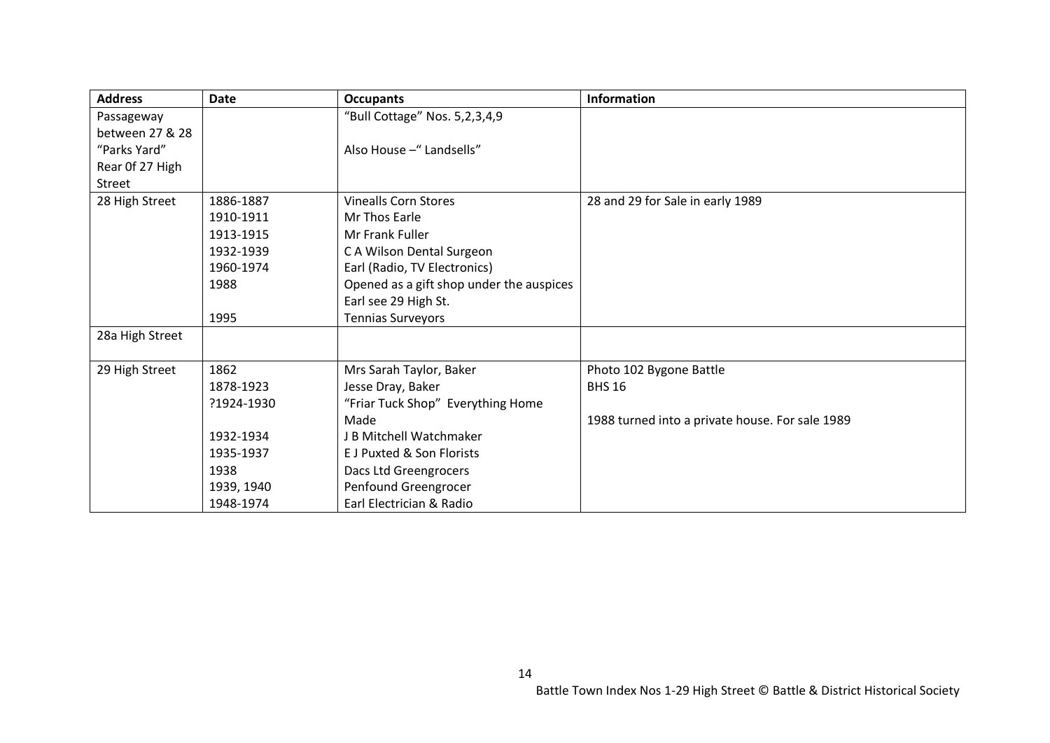| Address | Date | Occupants | Information |
|---|---|---|---|
| Passageway between 27 & 28 "Parks Yard" Rear 0f 27 High Street | | "Bull Cottage" Nos. 5,2,3,4,9<br><br>Also House –" Landsells" | |
| 28 High Street | 1886-1887<br>1910-1911<br>1913-1915<br>1932-1939<br>1960-1974<br>1988<br><br>1995 | Vinealls Corn Stores<br>Mr Thos Earle<br>Mr Frank Fuller<br>C A Wilson Dental Surgeon<br>Earl (Radio, TV Electronics)<br>Opened as a gift shop under the auspices Earl see 29 High St.<br>Tennias Surveyors | 28 and 29 for Sale in early 1989 |
| 28a High Street | | | |
| 29 High Street | 1862<br>1878-1923<br>?1924-1930<br><br>1932-1934<br>1935-1937<br>1938<br>1939, 1940<br>1948-1974 | Mrs Sarah Taylor, Baker<br>Jesse Dray, Baker<br>"Friar Tuck Shop" Everything Home Made<br>J B Mitchell Watchmaker<br>E J Puxted & Son Florists<br>Dacs Ltd Greengrocers<br>Penfound Greengrocer<br>Earl Electrician & Radio | Photo 102 Bygone Battle<br>BHS 16<br><br>1988 turned into a private house. For sale 1989 |

Battle Town Index Nos 1-29 High Street © Battle & District Historical Society